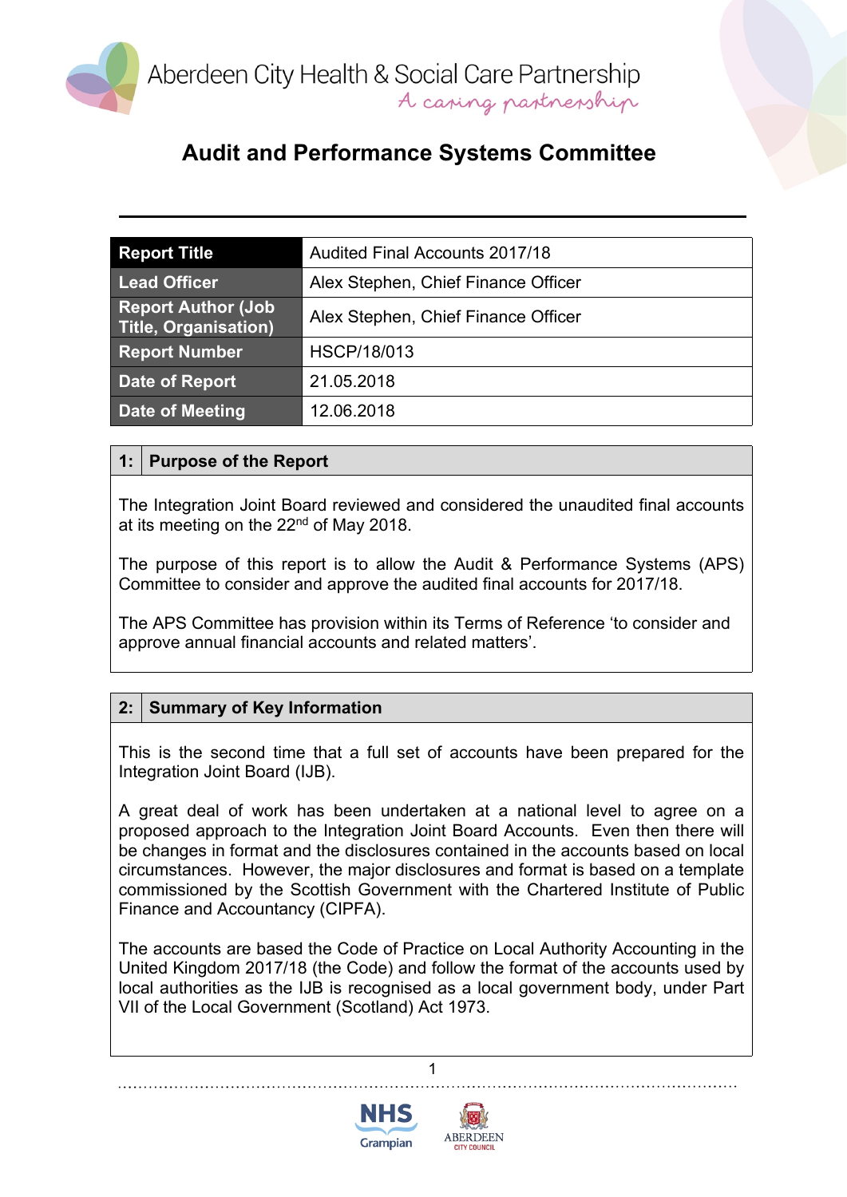Aberdeen City Health & Social Care Partnership

A caring partnership

# Audit and Performance Systems Committee

| Report Title | Audited Final Accounts 2017/18 |
|---|---|
| Lead Officer | Alex Stephen, Chief Finance Officer |
| Report Author (Job Title, Organisation) | Alex Stephen, Chief Finance Officer |
| Report Number | HSCP/18/013 |
| Date of Report | 21.05.2018 |
| Date of Meeting | 12.06.2018 |

## 1: Purpose of the Report

The Integration Joint Board reviewed and considered the unaudited final accounts at its meeting on the 22nd of May 2018.

The purpose of this report is to allow the Audit & Performance Systems (APS) Committee to consider and approve the audited final accounts for 2017/18.

The APS Committee has provision within its Terms of Reference 'to consider and approve annual financial accounts and related matters'.

## 2: Summary of Key Information

This is the second time that a full set of accounts have been prepared for the Integration Joint Board (IJB).

A great deal of work has been undertaken at a national level to agree on a proposed approach to the Integration Joint Board Accounts. Even then there will be changes in format and the disclosures contained in the accounts based on local circumstances. However, the major disclosures and format is based on a template commissioned by the Scottish Government with the Chartered Institute of Public Finance and Accountancy (CIPFA).

The accounts are based the Code of Practice on Local Authority Accounting in the United Kingdom 2017/18 (the Code) and follow the format of the accounts used by local authorities as the IJB is recognised as a local government body, under Part VII of the Local Government (Scotland) Act 1973.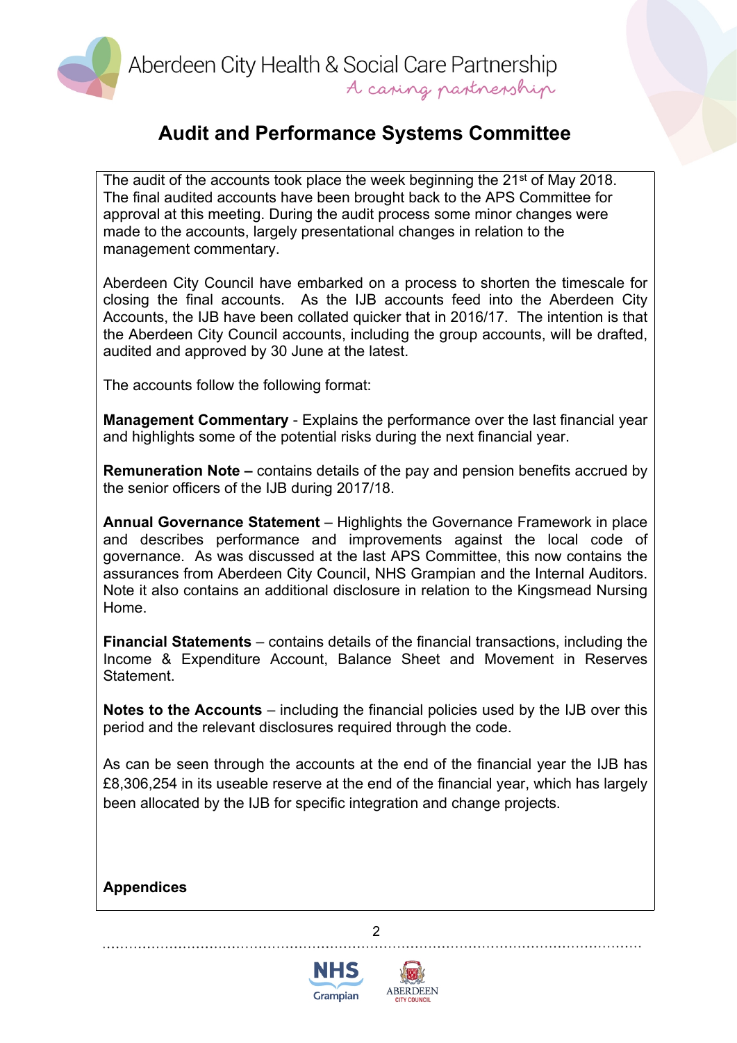# Audit and Performance Systems Committee

The audit of the accounts took place the week beginning the 21st of May 2018. The final audited accounts have been brought back to the APS Committee for approval at this meeting. During the audit process some minor changes were made to the accounts, largely presentational changes in relation to the management commentary.

Aberdeen City Council have embarked on a process to shorten the timescale for closing the final accounts. As the IJB accounts feed into the Aberdeen City Accounts, the IJB have been collated quicker that in 2016/17. The intention is that the Aberdeen City Council accounts, including the group accounts, will be drafted, audited and approved by 30 June at the latest.

The accounts follow the following format:

**Management Commentary** - Explains the performance over the last financial year and highlights some of the potential risks during the next financial year.

**Remuneration Note –** contains details of the pay and pension benefits accrued by the senior officers of the IJB during 2017/18.

**Annual Governance Statement** – Highlights the Governance Framework in place and describes performance and improvements against the local code of governance. As was discussed at the last APS Committee, this now contains the assurances from Aberdeen City Council, NHS Grampian and the Internal Auditors. Note it also contains an additional disclosure in relation to the Kingsmead Nursing Home.

**Financial Statements** – contains details of the financial transactions, including the Income & Expenditure Account, Balance Sheet and Movement in Reserves Statement.

**Notes to the Accounts** – including the financial policies used by the IJB over this period and the relevant disclosures required through the code.

As can be seen through the accounts at the end of the financial year the IJB has £8,306,254 in its useable reserve at the end of the financial year, which has largely been allocated by the IJB for specific integration and change projects.

**Appendices**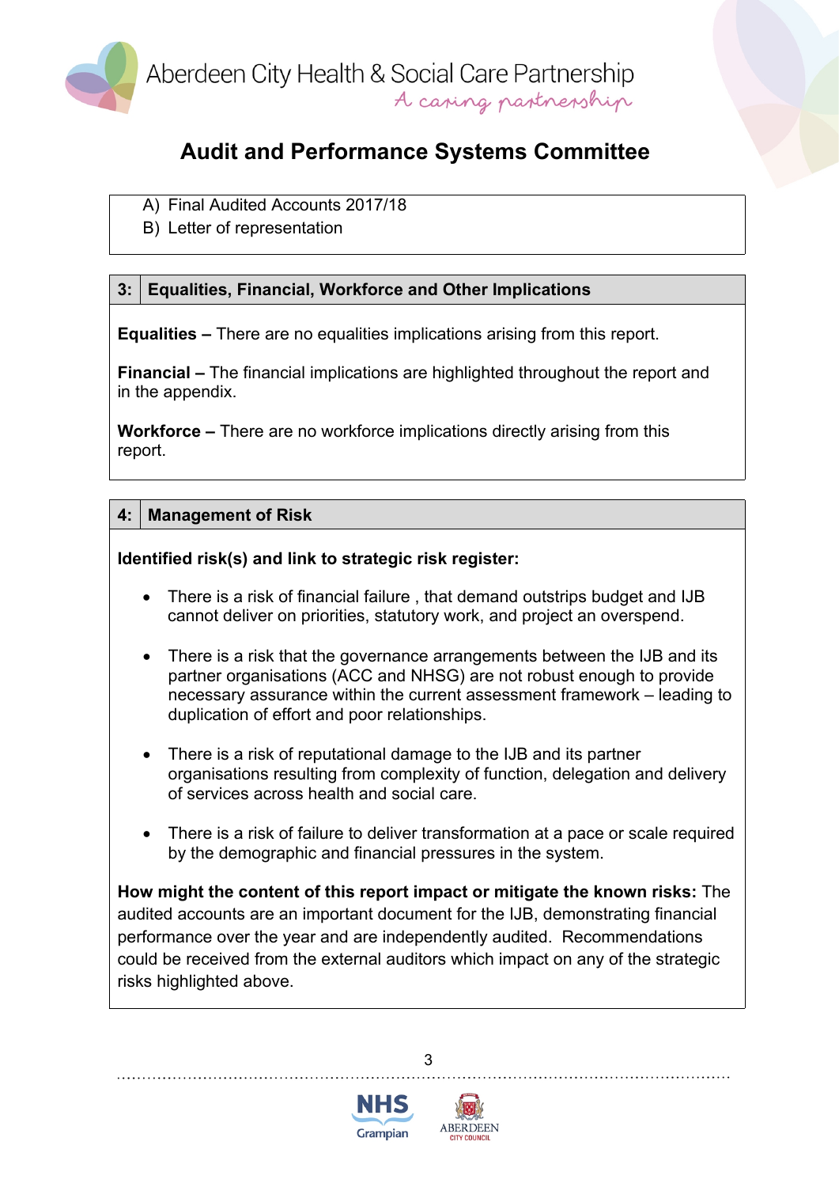# Audit and Performance Systems Committee

A) Final Audited Accounts 2017/18
B) Letter of representation

## 3: Equalities, Financial, Workforce and Other Implications

**Equalities –** There are no equalities implications arising from this report.

**Financial –** The financial implications are highlighted throughout the report and in the appendix.

**Workforce –** There are no workforce implications directly arising from this report.

## 4: Management of Risk

**Identified risk(s) and link to strategic risk register:**

- There is a risk of financial failure , that demand outstrips budget and IJB cannot deliver on priorities, statutory work, and project an overspend.
- There is a risk that the governance arrangements between the IJB and its partner organisations (ACC and NHSG) are not robust enough to provide necessary assurance within the current assessment framework – leading to duplication of effort and poor relationships.
- There is a risk of reputational damage to the IJB and its partner organisations resulting from complexity of function, delegation and delivery of services across health and social care.
- There is a risk of failure to deliver transformation at a pace or scale required by the demographic and financial pressures in the system.

**How might the content of this report impact or mitigate the known risks:** The audited accounts are an important document for the IJB, demonstrating financial performance over the year and are independently audited. Recommendations could be received from the external auditors which impact on any of the strategic risks highlighted above.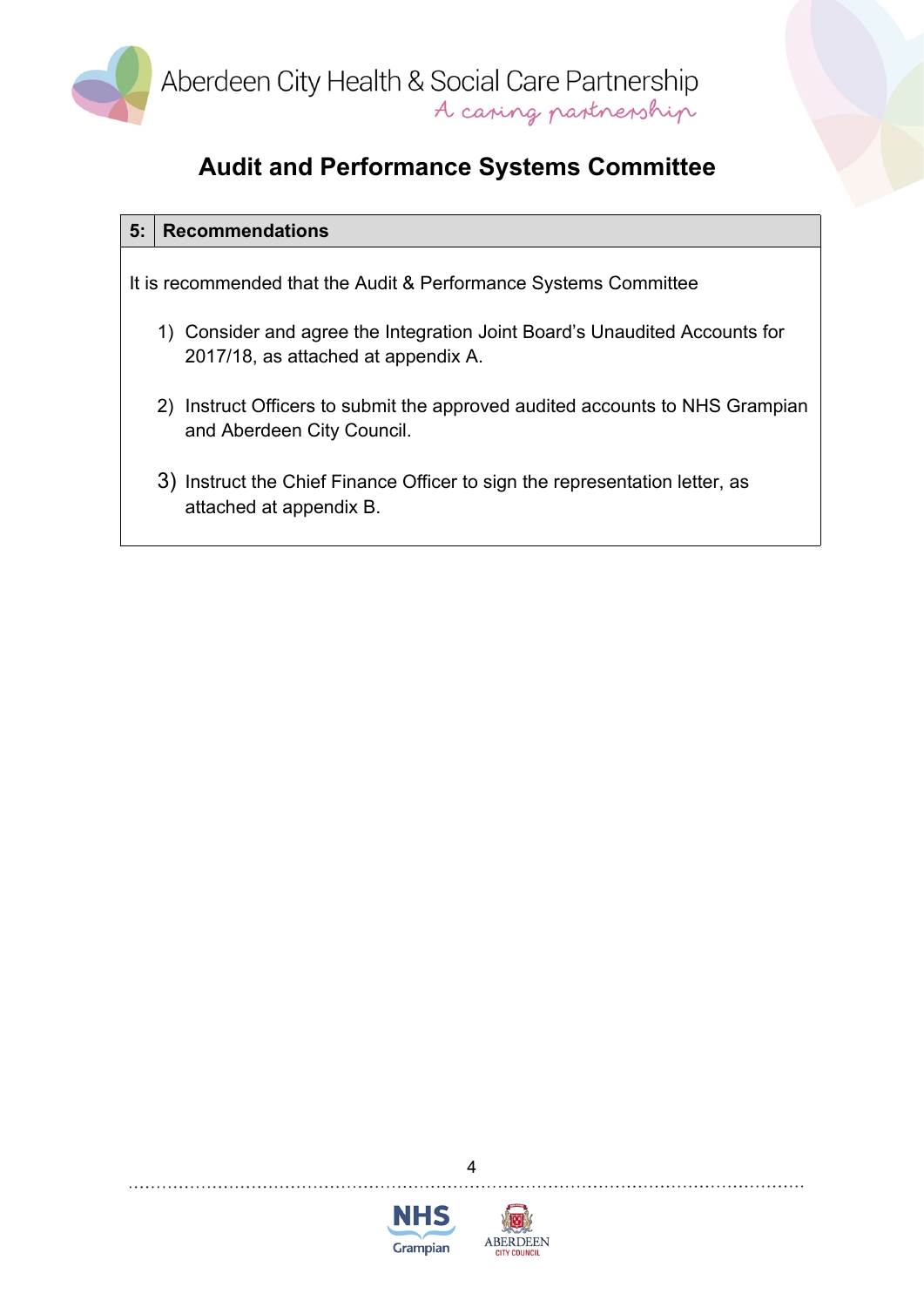# Audit and Performance Systems Committee

| 5: | Recommendations |
| --- | --- |

It is recommended that the Audit & Performance Systems Committee

1) Consider and agree the Integration Joint Board's Unaudited Accounts for 2017/18, as attached at appendix A.

2) Instruct Officers to submit the approved audited accounts to NHS Grampian and Aberdeen City Council.

3) Instruct the Chief Finance Officer to sign the representation letter, as attached at appendix B.